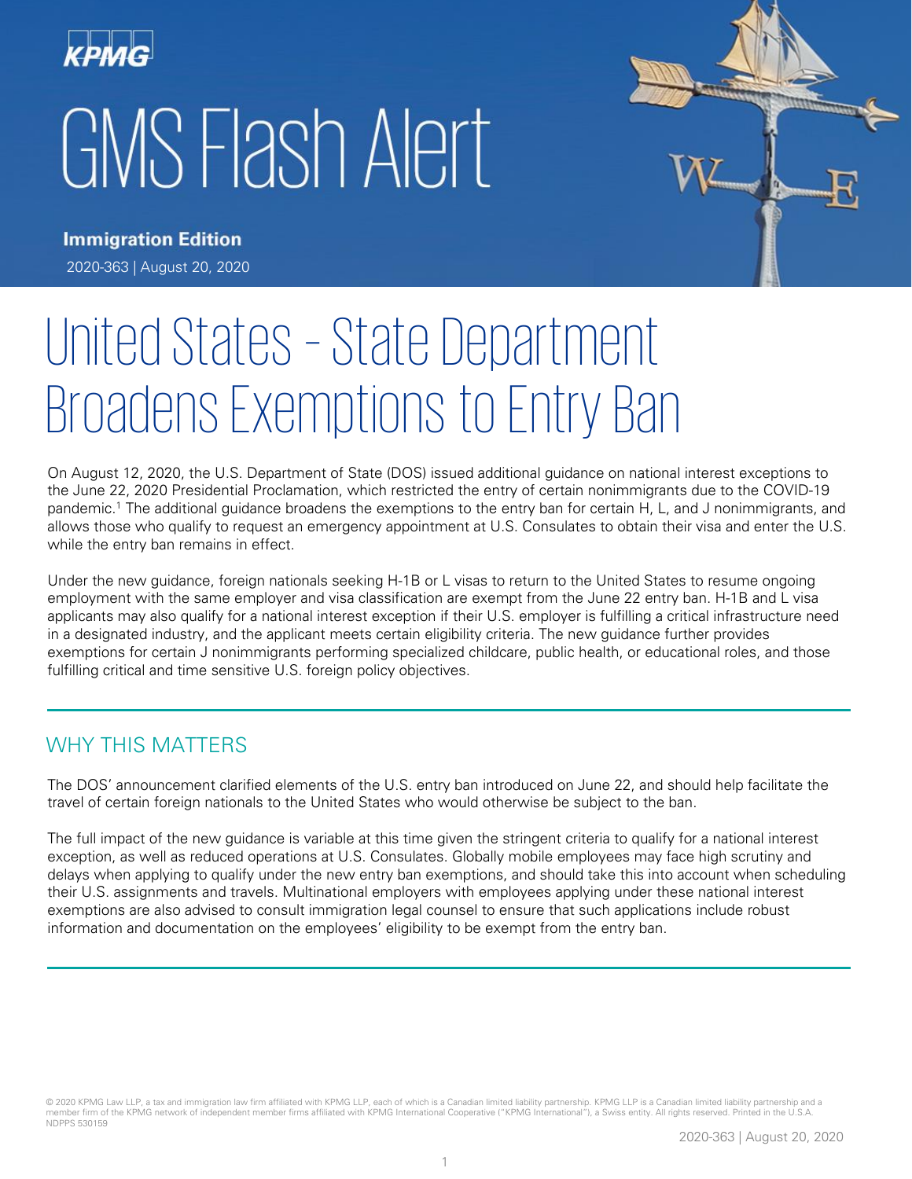KPMG

# GMS Flash Alert

**Immigration Edition**

2020-363 | August 20, 2020

# United States – State Department Broadens Exemptions to Entry Ban

On August 12, 2020, the U.S. Department of State (DOS) issued additional guidance on national interest exceptions to the June 22, 2020 Presidential Proclamation, which restricted the entry of certain nonimmigrants due to the COVID-19 pandemic.[1] The additional guidance broadens the exemptions to the entry ban for certain H, L, and J nonimmigrants, and allows those who qualify to request an emergency appointment at U.S. Consulates to obtain their visa and enter the U.S. while the entry ban remains in effect.

Under the new guidance, foreign nationals seeking H-1B or L visas to return to the United States to resume ongoing employment with the same employer and visa classification are exempt from the June 22 entry ban. H-1B and L visa applicants may also qualify for a national interest exception if their U.S. employer is fulfilling a critical infrastructure need in a designated industry, and the applicant meets certain eligibility criteria. The new guidance further provides exemptions for certain J nonimmigrants performing specialized childcare, public health, or educational roles, and those fulfilling critical and time sensitive U.S. foreign policy objectives.

## WHY THIS MATTERS

The DOS' announcement clarified elements of the U.S. entry ban introduced on June 22, and should help facilitate the travel of certain foreign nationals to the United States who would otherwise be subject to the ban.

The full impact of the new guidance is variable at this time given the stringent criteria to qualify for a national interest exception, as well as reduced operations at U.S. Consulates. Globally mobile employees may face high scrutiny and delays when applying to qualify under the new entry ban exemptions, and should take this into account when scheduling their U.S. assignments and travels. Multinational employers with employees applying under these national interest exemptions are also advised to consult immigration legal counsel to ensure that such applications include robust information and documentation on the employees' eligibility to be exempt from the entry ban.

© 2020 KPMG Law LLP, a tax and immigration law firm affiliated with KPMG LLP, each of which is a Canadian limited liability partnership. KPMG LLP is a Canadian limited liability partnership and a member firm of the KPMG network of independent member firms affiliated with KPMG International Cooperative ("KPMG International"), a Swiss entity. All rights reserved. Printed in the U.S.A. NDPPS 530159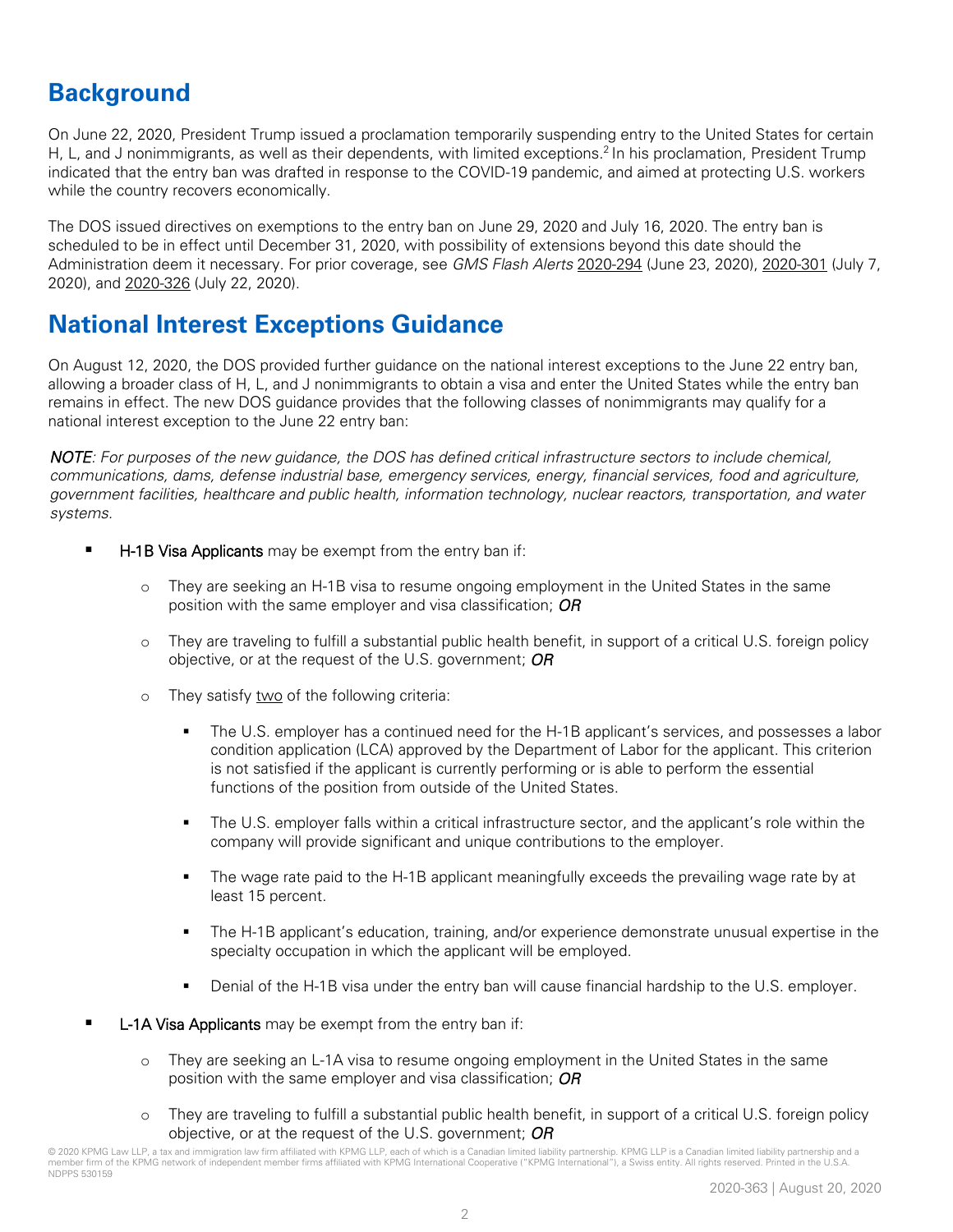## Background

On June 22, 2020, President Trump issued a proclamation temporarily suspending entry to the United States for certain H, L, and J nonimmigrants, as well as their dependents, with limited exceptions.[2] In his proclamation, President Trump indicated that the entry ban was drafted in response to the COVID-19 pandemic, and aimed at protecting U.S. workers while the country recovers economically.

The DOS issued directives on exemptions to the entry ban on June 29, 2020 and July 16, 2020. The entry ban is scheduled to be in effect until December 31, 2020, with possibility of extensions beyond this date should the Administration deem it necessary. For prior coverage, see *GMS Flash Alerts* 2020-294 (June 23, 2020), 2020-301 (July 7, 2020), and 2020-326 (July 22, 2020).

## National Interest Exceptions Guidance

On August 12, 2020, the DOS provided further guidance on the national interest exceptions to the June 22 entry ban, allowing a broader class of H, L, and J nonimmigrants to obtain a visa and enter the United States while the entry ban remains in effect. The new DOS guidance provides that the following classes of nonimmigrants may qualify for a national interest exception to the June 22 entry ban:

*NOTE: For purposes of the new guidance, the DOS has defined critical infrastructure sectors to include chemical, communications, dams, defense industrial base, emergency services, energy, financial services, food and agriculture, government facilities, healthcare and public health, information technology, nuclear reactors, transportation, and water systems.*

- H-1B Visa Applicants may be exempt from the entry ban if:
  - They are seeking an H-1B visa to resume ongoing employment in the United States in the same position with the same employer and visa classification; *OR*
  - They are traveling to fulfill a substantial public health benefit, in support of a critical U.S. foreign policy objective, or at the request of the U.S. government; *OR*
  - They satisfy two of the following criteria:
    - The U.S. employer has a continued need for the H-1B applicant's services, and possesses a labor condition application (LCA) approved by the Department of Labor for the applicant. This criterion is not satisfied if the applicant is currently performing or is able to perform the essential functions of the position from outside of the United States.
    - The U.S. employer falls within a critical infrastructure sector, and the applicant's role within the company will provide significant and unique contributions to the employer.
    - The wage rate paid to the H-1B applicant meaningfully exceeds the prevailing wage rate by at least 15 percent.
    - The H-1B applicant's education, training, and/or experience demonstrate unusual expertise in the specialty occupation in which the applicant will be employed.
    - Denial of the H-1B visa under the entry ban will cause financial hardship to the U.S. employer.
- L-1A Visa Applicants may be exempt from the entry ban if:
  - They are seeking an L-1A visa to resume ongoing employment in the United States in the same position with the same employer and visa classification; *OR*
  - They are traveling to fulfill a substantial public health benefit, in support of a critical U.S. foreign policy objective, or at the request of the U.S. government; *OR*

© 2020 KPMG Law LLP, a tax and immigration law firm affiliated with KPMG LLP, each of which is a Canadian limited liability partnership. KPMG LLP is a Canadian limited liability partnership and a member firm of the KPMG network of independent member firms affiliated with KPMG International Cooperative ("KPMG International"), a Swiss entity. All rights reserved. Printed in the U.S.A. NDPPS 530159

2020-363 | August 20, 2020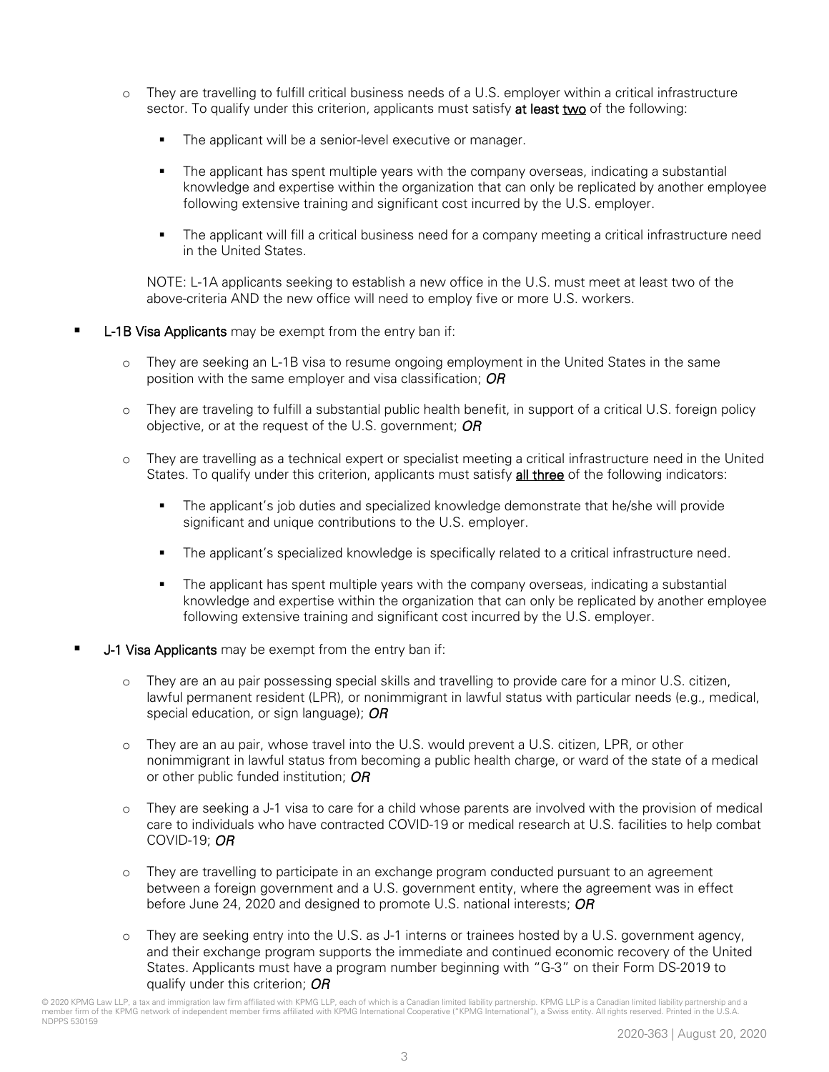- They are travelling to fulfill critical business needs of a U.S. employer within a critical infrastructure sector. To qualify under this criterion, applicants must satisfy **at least two** of the following:
    - The applicant will be a senior-level executive or manager.
    - The applicant has spent multiple years with the company overseas, indicating a substantial knowledge and expertise within the organization that can only be replicated by another employee following extensive training and significant cost incurred by the U.S. employer.
    - The applicant will fill a critical business need for a company meeting a critical infrastructure need in the United States.

    NOTE: L-1A applicants seeking to establish a new office in the U.S. must meet at least two of the above-criteria AND the new office will need to employ five or more U.S. workers.

- **L-1B Visa Applicants** may be exempt from the entry ban if:
  - They are seeking an L-1B visa to resume ongoing employment in the United States in the same position with the same employer and visa classification; ***OR***
  - They are traveling to fulfill a substantial public health benefit, in support of a critical U.S. foreign policy objective, or at the request of the U.S. government; ***OR***
  - They are travelling as a technical expert or specialist meeting a critical infrastructure need in the United States. To qualify under this criterion, applicants must satisfy **all three** of the following indicators:
    - The applicant's job duties and specialized knowledge demonstrate that he/she will provide significant and unique contributions to the U.S. employer.
    - The applicant's specialized knowledge is specifically related to a critical infrastructure need.
    - The applicant has spent multiple years with the company overseas, indicating a substantial knowledge and expertise within the organization that can only be replicated by another employee following extensive training and significant cost incurred by the U.S. employer.

- **J-1 Visa Applicants** may be exempt from the entry ban if:
  - They are an au pair possessing special skills and travelling to provide care for a minor U.S. citizen, lawful permanent resident (LPR), or nonimmigrant in lawful status with particular needs (e.g., medical, special education, or sign language); ***OR***
  - They are an au pair, whose travel into the U.S. would prevent a U.S. citizen, LPR, or other nonimmigrant in lawful status from becoming a public health charge, or ward of the state of a medical or other public funded institution; ***OR***
  - They are seeking a J-1 visa to care for a child whose parents are involved with the provision of medical care to individuals who have contracted COVID-19 or medical research at U.S. facilities to help combat COVID-19; ***OR***
  - They are travelling to participate in an exchange program conducted pursuant to an agreement between a foreign government and a U.S. government entity, where the agreement was in effect before June 24, 2020 and designed to promote U.S. national interests; ***OR***
  - They are seeking entry into the U.S. as J-1 interns or trainees hosted by a U.S. government agency, and their exchange program supports the immediate and continued economic recovery of the United States. Applicants must have a program number beginning with "G-3" on their Form DS-2019 to qualify under this criterion; ***OR***

© 2020 KPMG Law LLP, a tax and immigration law firm affiliated with KPMG LLP, each of which is a Canadian limited liability partnership. KPMG LLP is a Canadian limited liability partnership and a member firm of the KPMG network of independent member firms affiliated with KPMG International Cooperative ("KPMG International"), a Swiss entity. All rights reserved. Printed in the U.S.A. NDPPS 530159

2020-363 | August 20, 2020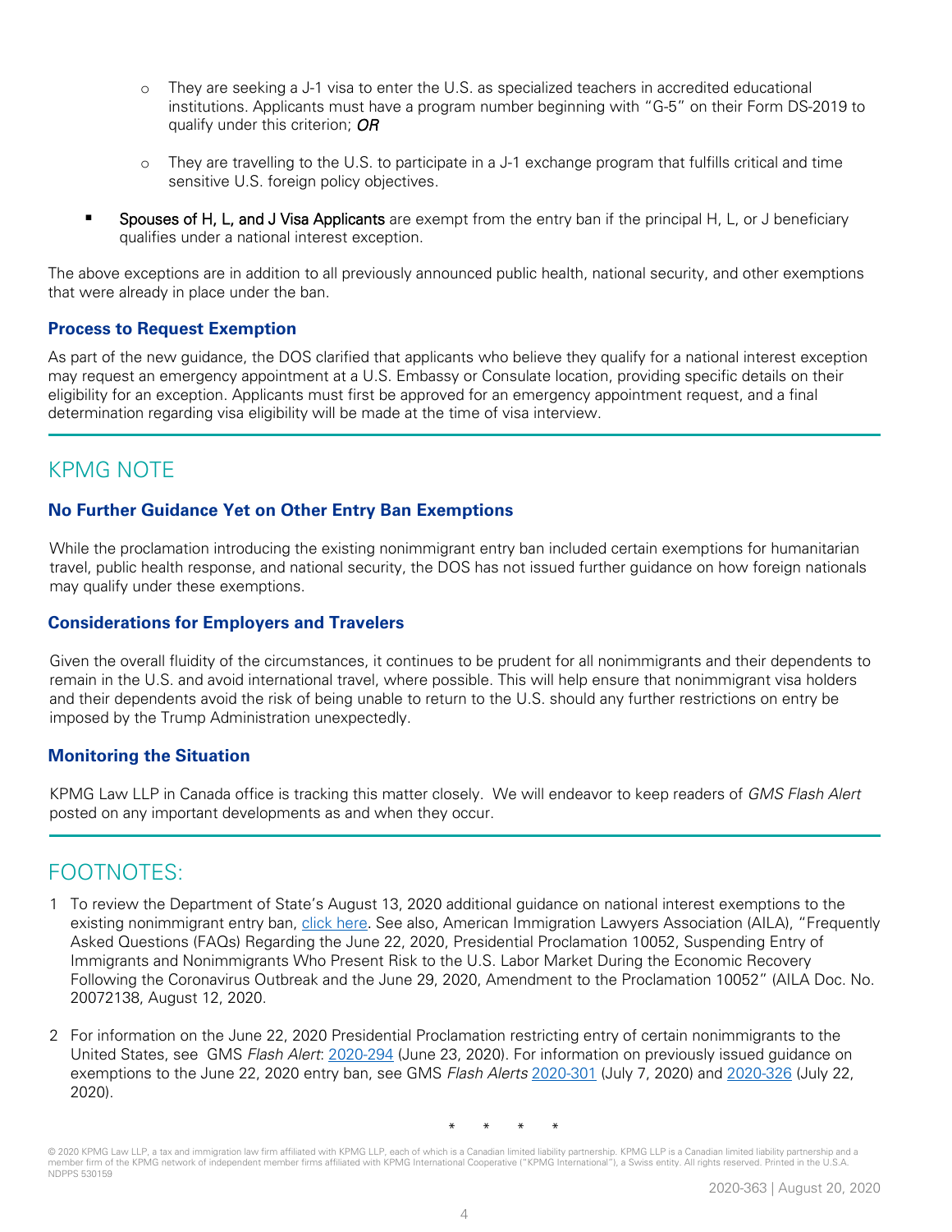- They are seeking a J-1 visa to enter the U.S. as specialized teachers in accredited educational institutions. Applicants must have a program number beginning with "G-5" on their Form DS-2019 to qualify under this criterion; ***OR***

    - They are travelling to the U.S. to participate in a J-1 exchange program that fulfills critical and time sensitive U.S. foreign policy objectives.

- Spouses of H, L, and J Visa Applicants are exempt from the entry ban if the principal H, L, or J beneficiary qualifies under a national interest exception.

The above exceptions are in addition to all previously announced public health, national security, and other exemptions that were already in place under the ban.

### Process to Request Exemption

As part of the new guidance, the DOS clarified that applicants who believe they qualify for a national interest exception may request an emergency appointment at a U.S. Embassy or Consulate location, providing specific details on their eligibility for an exception. Applicants must first be approved for an emergency appointment request, and a final determination regarding visa eligibility will be made at the time of visa interview.

## KPMG NOTE

### No Further Guidance Yet on Other Entry Ban Exemptions

While the proclamation introducing the existing nonimmigrant entry ban included certain exemptions for humanitarian travel, public health response, and national security, the DOS has not issued further guidance on how foreign nationals may qualify under these exemptions.

### Considerations for Employers and Travelers

Given the overall fluidity of the circumstances, it continues to be prudent for all nonimmigrants and their dependents to remain in the U.S. and avoid international travel, where possible. This will help ensure that nonimmigrant visa holders and their dependents avoid the risk of being unable to return to the U.S. should any further restrictions on entry be imposed by the Trump Administration unexpectedly.

### Monitoring the Situation

KPMG Law LLP in Canada office is tracking this matter closely. We will endeavor to keep readers of *GMS Flash Alert* posted on any important developments as and when they occur.

## FOOTNOTES:

1 To review the Department of State's August 13, 2020 additional guidance on national interest exemptions to the existing nonimmigrant entry ban, click here. See also, American Immigration Lawyers Association (AILA), "Frequently Asked Questions (FAQs) Regarding the June 22, 2020, Presidential Proclamation 10052, Suspending Entry of Immigrants and Nonimmigrants Who Present Risk to the U.S. Labor Market During the Economic Recovery Following the Coronavirus Outbreak and the June 29, 2020, Amendment to the Proclamation 10052" (AILA Doc. No. 20072138, August 12, 2020.

2 For information on the June 22, 2020 Presidential Proclamation restricting entry of certain nonimmigrants to the United States, see GMS *Flash Alert*: 2020-294 (June 23, 2020). For information on previously issued guidance on exemptions to the June 22, 2020 entry ban, see GMS *Flash Alerts* 2020-301 (July 7, 2020) and 2020-326 (July 22, 2020).

\* \* \* \*

© 2020 KPMG Law LLP, a tax and immigration law firm affiliated with KPMG LLP, each of which is a Canadian limited liability partnership. KPMG LLP is a Canadian limited liability partnership and a member firm of the KPMG network of independent member firms affiliated with KPMG International Cooperative ("KPMG International"), a Swiss entity. All rights reserved. Printed in the U.S.A. NDPPS 530159

2020-363 | August 20, 2020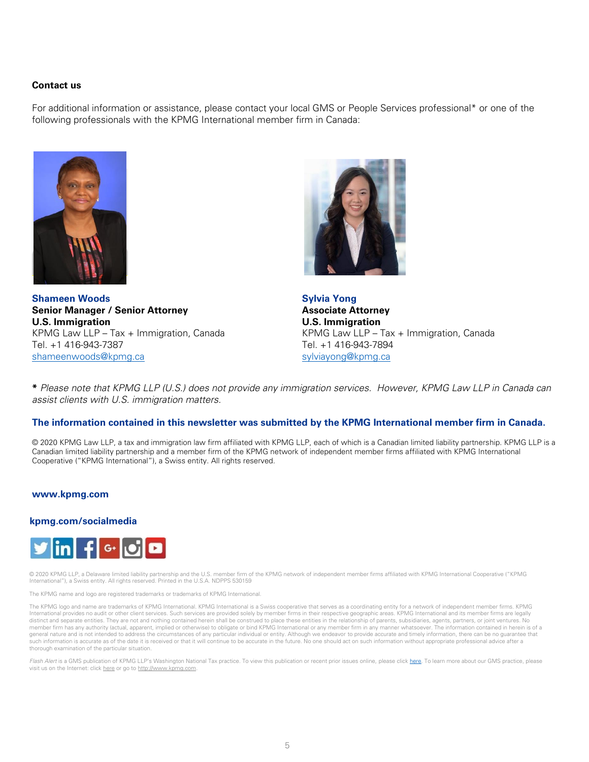**Contact us**

For additional information or assistance, please contact your local GMS or People Services professional* or one of the following professionals with the KPMG International member firm in Canada:

**Shameen Woods**
**Senior Manager / Senior Attorney**
**U.S. Immigration**
KPMG Law LLP – Tax + Immigration, Canada
Tel. +1 416-943-7387
shameenwoods@kpmg.ca

**Sylvia Yong**
**Associate Attorney**
**U.S. Immigration**
KPMG Law LLP – Tax + Immigration, Canada
Tel. +1 416-943-7894
sylviayong@kpmg.ca

* *Please note that KPMG LLP (U.S.) does not provide any immigration services. However, KPMG Law LLP in Canada can assist clients with U.S. immigration matters.*

**The information contained in this newsletter was submitted by the KPMG International member firm in Canada.**

© 2020 KPMG Law LLP, a tax and immigration law firm affiliated with KPMG LLP, each of which is a Canadian limited liability partnership. KPMG LLP is a Canadian limited liability partnership and a member firm of the KPMG network of independent member firms affiliated with KPMG International Cooperative ("KPMG International"), a Swiss entity. All rights reserved.

**www.kpmg.com**

**kpmg.com/socialmedia**

© 2020 KPMG LLP, a Delaware limited liability partnership and the U.S. member firm of the KPMG network of independent member firms affiliated with KPMG International Cooperative ("KPMG International"), a Swiss entity. All rights reserved. Printed in the U.S.A. NDPPS 530159

The KPMG name and logo are registered trademarks or trademarks of KPMG International.

The KPMG logo and name are trademarks of KPMG International. KPMG International is a Swiss cooperative that serves as a coordinating entity for a network of independent member firms. KPMG International provides no audit or other client services. Such services are provided solely by member firms in their respective geographic areas. KPMG International and its member firms are legally distinct and separate entities. They are not and nothing contained herein shall be construed to place these entities in the relationship of parents, subsidiaries, agents, partners, or joint ventures. No member firm has any authority (actual, apparent, implied or otherwise) to obligate or bind KPMG International or any member firm in any manner whatsoever. The information contained in herein is of a general nature and is not intended to address the circumstances of any particular individual or entity. Although we endeavor to provide accurate and timely information, there can be no guarantee that such information is accurate as of the date it is received or that it will continue to be accurate in the future. No one should act on such information without appropriate professional advice after a thorough examination of the particular situation.

*Flash Alert* is a GMS publication of KPMG LLP's Washington National Tax practice. To view this publication or recent prior issues online, please click here. To learn more about our GMS practice, please visit us on the Internet: click here or go to http://www.kpmg.com.